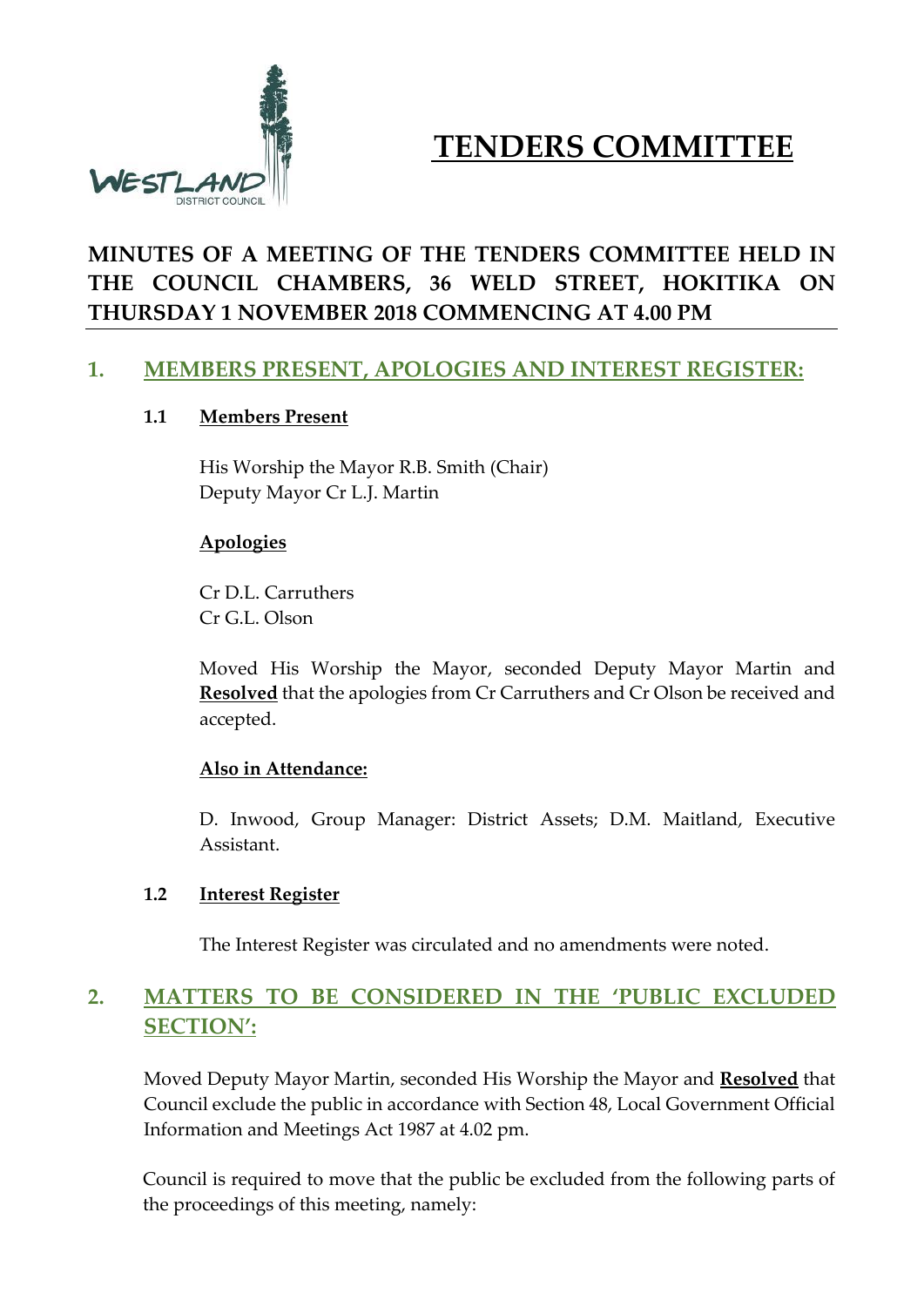# TENDERS COMMITTEE

## MINUTES OF A MEETING OF THE TENDERS COMMITTEE HELD IN THE COUNCIL CHAMBERS, 36 WELD STREET, HOKITIKA ON THURSDAY 1 NOVEMBER 2018 COMMENCING AT 4.00 PM

## 1. MEMBERS PRESENT, APOLOGIES AND INTEREST REGISTER:

### 1.1 Members Present

His Worship the Mayor R.B. Smith (Chair)
Deputy Mayor Cr L.J. Martin

**Apologies**

Cr D.L. Carruthers
Cr G.L. Olson

Moved His Worship the Mayor, seconded Deputy Mayor Martin and **Resolved** that the apologies from Cr Carruthers and Cr Olson be received and accepted.

**Also in Attendance:**

D. Inwood, Group Manager: District Assets; D.M. Maitland, Executive Assistant.

### 1.2 Interest Register

The Interest Register was circulated and no amendments were noted.

## 2. MATTERS TO BE CONSIDERED IN THE 'PUBLIC EXCLUDED SECTION':

Moved Deputy Mayor Martin, seconded His Worship the Mayor and **Resolved** that Council exclude the public in accordance with Section 48, Local Government Official Information and Meetings Act 1987 at 4.02 pm.

Council is required to move that the public be excluded from the following parts of the proceedings of this meeting, namely: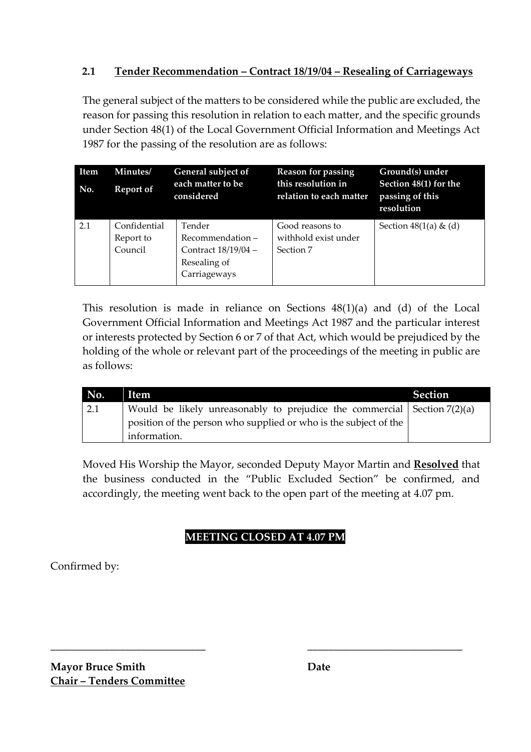### 2.1 Tender Recommendation – Contract 18/19/04 – Resealing of Carriageways

The general subject of the matters to be considered while the public are excluded, the reason for passing this resolution in relation to each matter, and the specific grounds under Section 48(1) of the Local Government Official Information and Meetings Act 1987 for the passing of the resolution are as follows:

| Item No. | Minutes/ Report of | General subject of each matter to be considered | Reason for passing this resolution in relation to each matter | Ground(s) under Section 48(1) for the passing of this resolution |
|---|---|---|---|---|
| 2.1 | Confidential Report to Council | Tender Recommendation – Contract 18/19/04 – Resealing of Carriageways | Good reasons to withhold exist under Section 7 | Section 48(1(a) & (d) |

This resolution is made in reliance on Sections 48(1)(a) and (d) of the Local Government Official Information and Meetings Act 1987 and the particular interest or interests protected by Section 6 or 7 of that Act, which would be prejudiced by the holding of the whole or relevant part of the proceedings of the meeting in public are as follows:

| No. | Item | Section |
|---|---|---|
| 2.1 | Would be likely unreasonably to prejudice the commercial position of the person who supplied or who is the subject of the information. | Section 7(2)(a) |

Moved His Worship the Mayor, seconded Deputy Mayor Martin and **Resolved** that the business conducted in the "Public Excluded Section" be confirmed, and accordingly, the meeting went back to the open part of the meeting at 4.07 pm.

**MEETING CLOSED AT 4.07 PM**

Confirmed by:

\_\_\_\_\_\_\_\_\_\_\_\_\_\_\_\_\_\_\_\_\_\_\_\_\_\_\_\_\_\_ \_\_\_\_\_\_\_\_\_\_\_\_\_\_\_\_\_\_\_\_\_\_\_\_\_\_\_\_\_\_

**Mayor Bruce Smith** **Date**

**Chair – Tenders Committee**